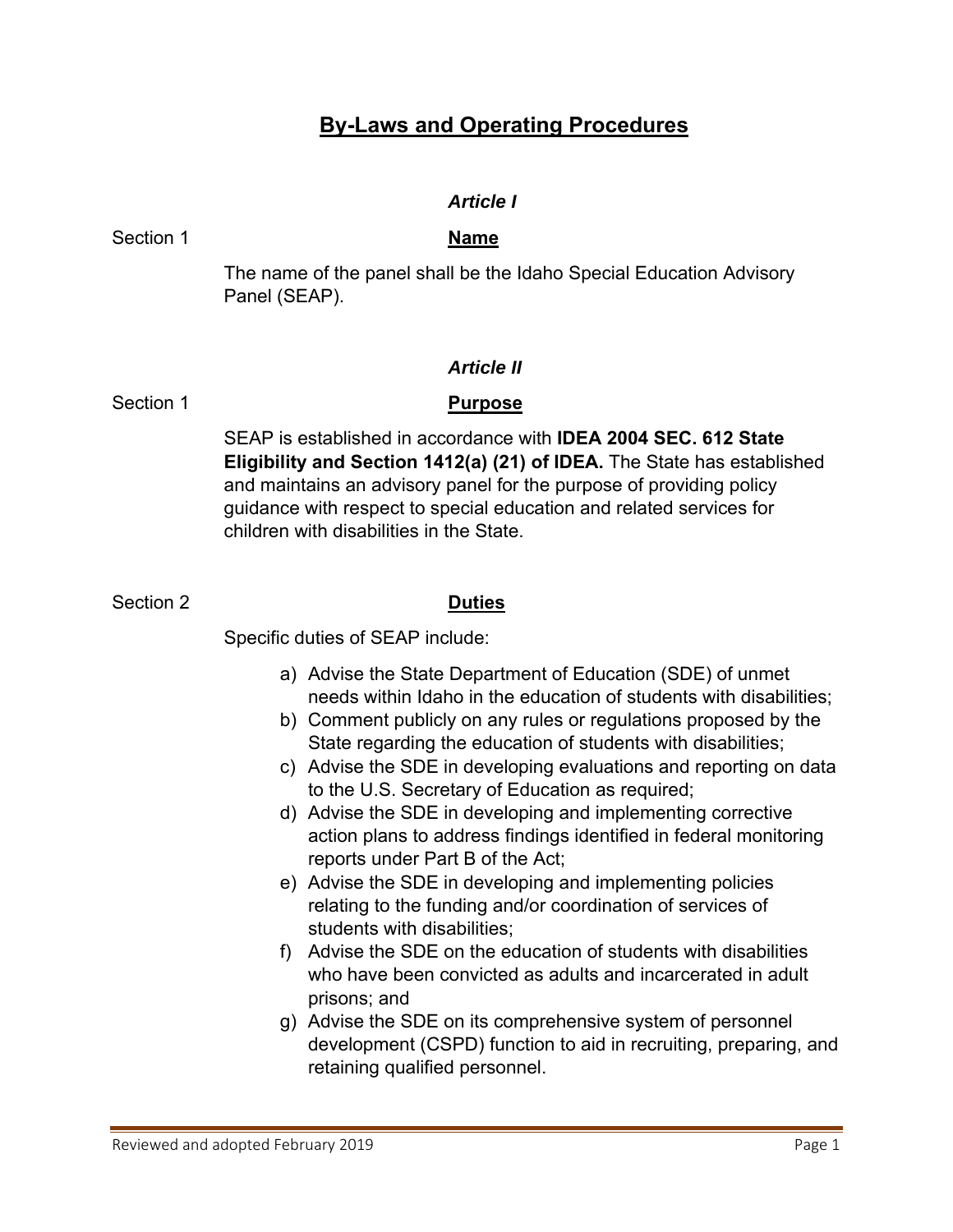# By-Laws and Operating Procedures

## *Article I*

Section 1 **Name**

The name of the panel shall be the Idaho Special Education Advisory Panel (SEAP).

## *Article II*

Section 1 **Purpose**

SEAP is established in accordance with **IDEA 2004 SEC. 612 State Eligibility and Section 1412(a) (21) of IDEA.** The State has established and maintains an advisory panel for the purpose of providing policy guidance with respect to special education and related services for children with disabilities in the State.

Section 2 **Duties**

Specific duties of SEAP include:

a) Advise the State Department of Education (SDE) of unmet needs within Idaho in the education of students with disabilities;
b) Comment publicly on any rules or regulations proposed by the State regarding the education of students with disabilities;
c) Advise the SDE in developing evaluations and reporting on data to the U.S. Secretary of Education as required;
d) Advise the SDE in developing and implementing corrective action plans to address findings identified in federal monitoring reports under Part B of the Act;
e) Advise the SDE in developing and implementing policies relating to the funding and/or coordination of services of students with disabilities;
f) Advise the SDE on the education of students with disabilities who have been convicted as adults and incarcerated in adult prisons; and
g) Advise the SDE on its comprehensive system of personnel development (CSPD) function to aid in recruiting, preparing, and retaining qualified personnel.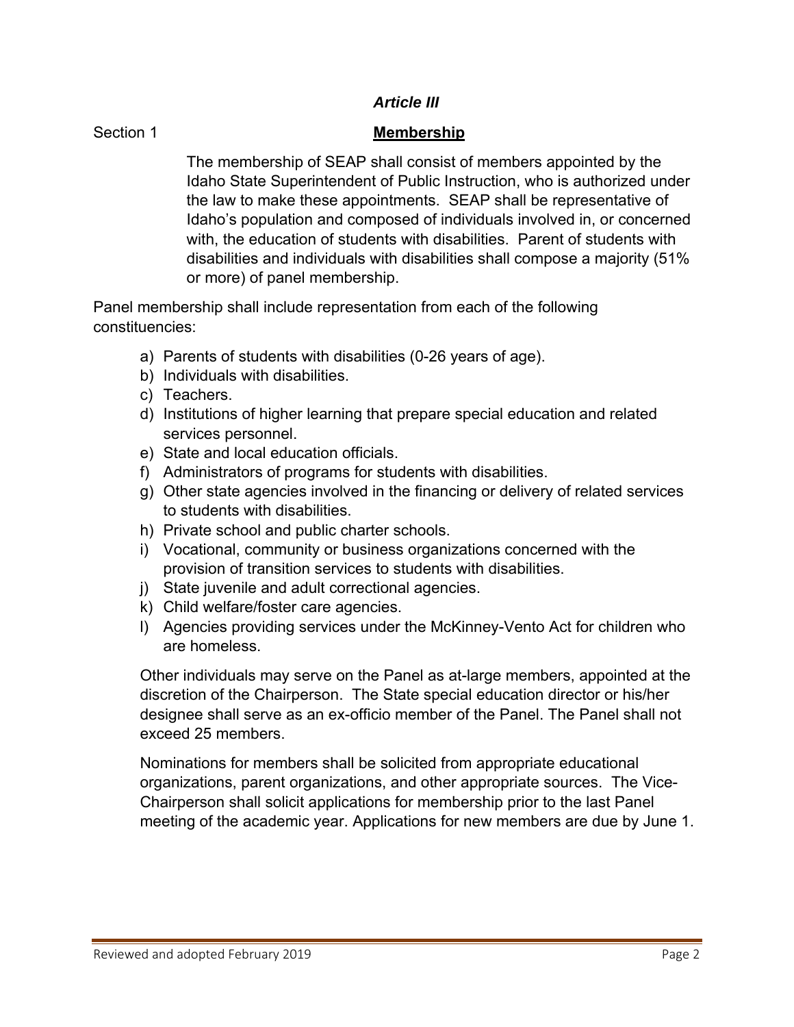## *Article III*

Section 1 **Membership**

The membership of SEAP shall consist of members appointed by the Idaho State Superintendent of Public Instruction, who is authorized under the law to make these appointments. SEAP shall be representative of Idaho's population and composed of individuals involved in, or concerned with, the education of students with disabilities. Parent of students with disabilities and individuals with disabilities shall compose a majority (51% or more) of panel membership.

Panel membership shall include representation from each of the following constituencies:

a) Parents of students with disabilities (0-26 years of age).
b) Individuals with disabilities.
c) Teachers.
d) Institutions of higher learning that prepare special education and related services personnel.
e) State and local education officials.
f) Administrators of programs for students with disabilities.
g) Other state agencies involved in the financing or delivery of related services to students with disabilities.
h) Private school and public charter schools.
i) Vocational, community or business organizations concerned with the provision of transition services to students with disabilities.
j) State juvenile and adult correctional agencies.
k) Child welfare/foster care agencies.
l) Agencies providing services under the McKinney-Vento Act for children who are homeless.

Other individuals may serve on the Panel as at-large members, appointed at the discretion of the Chairperson. The State special education director or his/her designee shall serve as an ex-officio member of the Panel. The Panel shall not exceed 25 members.

Nominations for members shall be solicited from appropriate educational organizations, parent organizations, and other appropriate sources. The Vice-Chairperson shall solicit applications for membership prior to the last Panel meeting of the academic year. Applications for new members are due by June 1.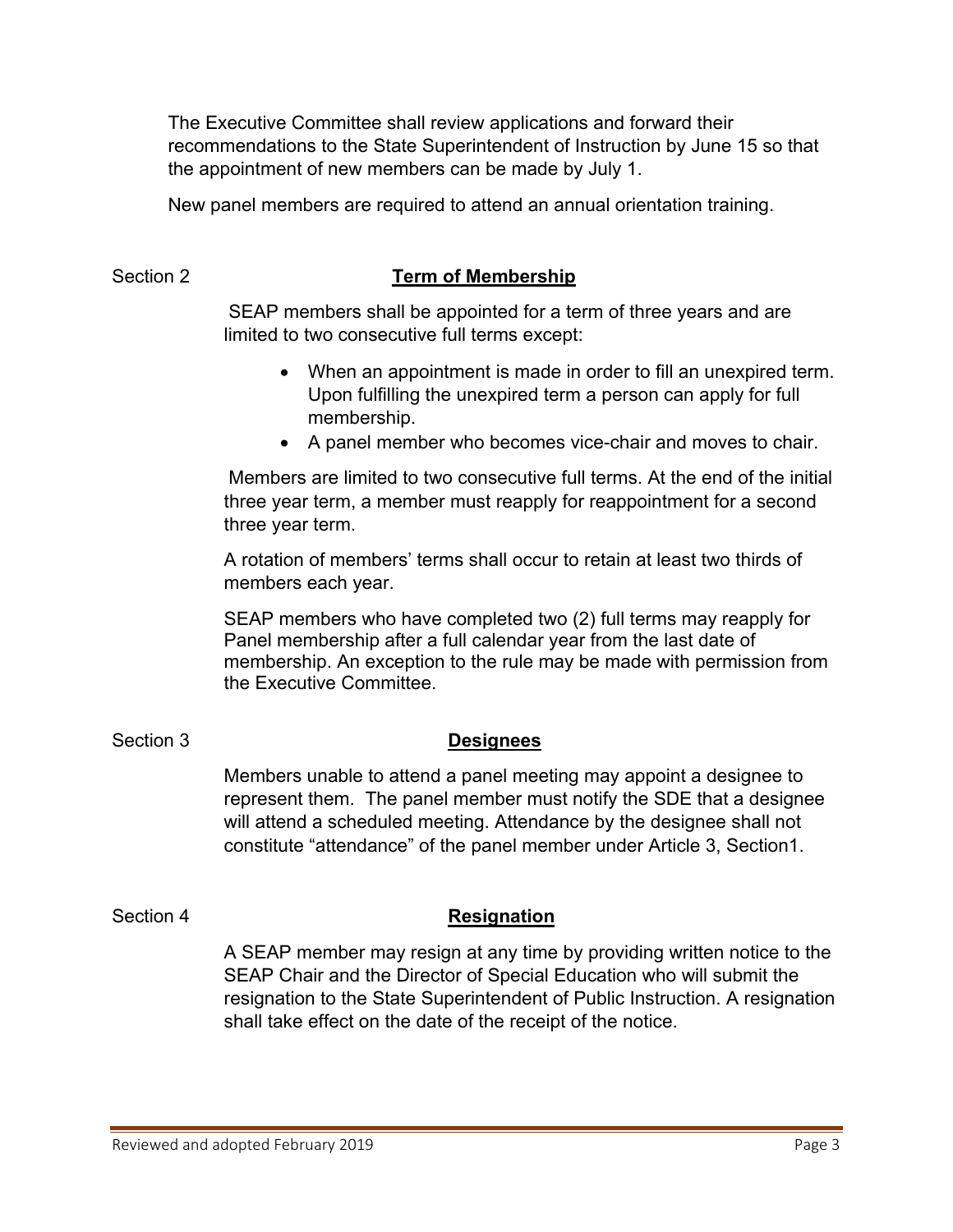The Executive Committee shall review applications and forward their recommendations to the State Superintendent of Instruction by June 15 so that the appointment of new members can be made by July 1.

New panel members are required to attend an annual orientation training.

## Section 2 **Term of Membership**

SEAP members shall be appointed for a term of three years and are limited to two consecutive full terms except:

- When an appointment is made in order to fill an unexpired term. Upon fulfilling the unexpired term a person can apply for full membership.
- A panel member who becomes vice-chair and moves to chair.

Members are limited to two consecutive full terms. At the end of the initial three year term, a member must reapply for reappointment for a second three year term.

A rotation of members' terms shall occur to retain at least two thirds of members each year.

SEAP members who have completed two (2) full terms may reapply for Panel membership after a full calendar year from the last date of membership. An exception to the rule may be made with permission from the Executive Committee.

## Section 3 **Designees**

Members unable to attend a panel meeting may appoint a designee to represent them. The panel member must notify the SDE that a designee will attend a scheduled meeting. Attendance by the designee shall not constitute "attendance" of the panel member under Article 3, Section1.

## Section 4 **Resignation**

A SEAP member may resign at any time by providing written notice to the SEAP Chair and the Director of Special Education who will submit the resignation to the State Superintendent of Public Instruction. A resignation shall take effect on the date of the receipt of the notice.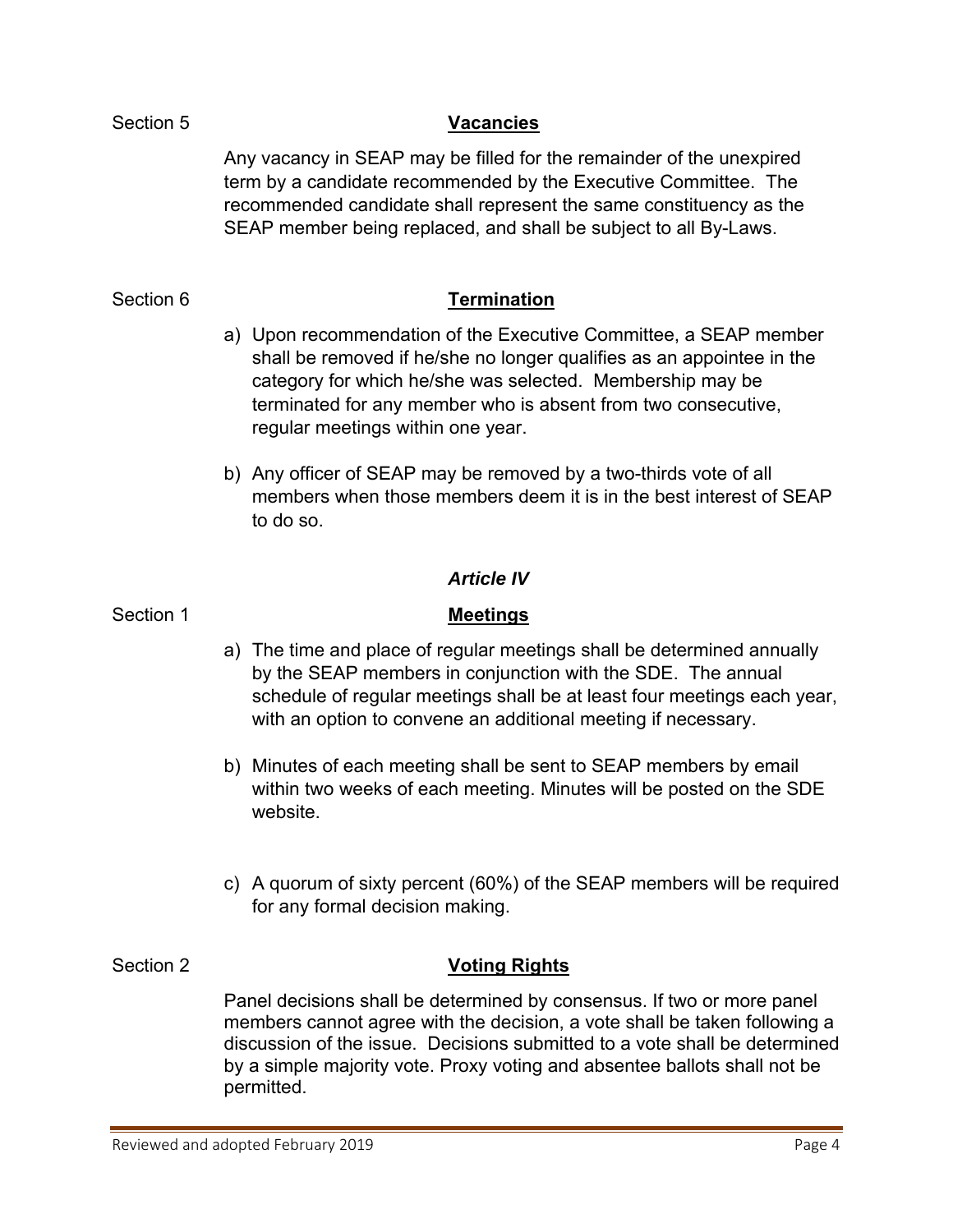Section 5 **Vacancies**

Any vacancy in SEAP may be filled for the remainder of the unexpired term by a candidate recommended by the Executive Committee. The recommended candidate shall represent the same constituency as the SEAP member being replaced, and shall be subject to all By-Laws.

Section 6 **Termination**

a) Upon recommendation of the Executive Committee, a SEAP member shall be removed if he/she no longer qualifies as an appointee in the category for which he/she was selected. Membership may be terminated for any member who is absent from two consecutive, regular meetings within one year.

b) Any officer of SEAP may be removed by a two-thirds vote of all members when those members deem it is in the best interest of SEAP to do so.

## *Article IV*

Section 1 **Meetings**

a) The time and place of regular meetings shall be determined annually by the SEAP members in conjunction with the SDE. The annual schedule of regular meetings shall be at least four meetings each year, with an option to convene an additional meeting if necessary.

b) Minutes of each meeting shall be sent to SEAP members by email within two weeks of each meeting. Minutes will be posted on the SDE website.

c) A quorum of sixty percent (60%) of the SEAP members will be required for any formal decision making.

Section 2 **Voting Rights**

Panel decisions shall be determined by consensus. If two or more panel members cannot agree with the decision, a vote shall be taken following a discussion of the issue. Decisions submitted to a vote shall be determined by a simple majority vote. Proxy voting and absentee ballots shall not be permitted.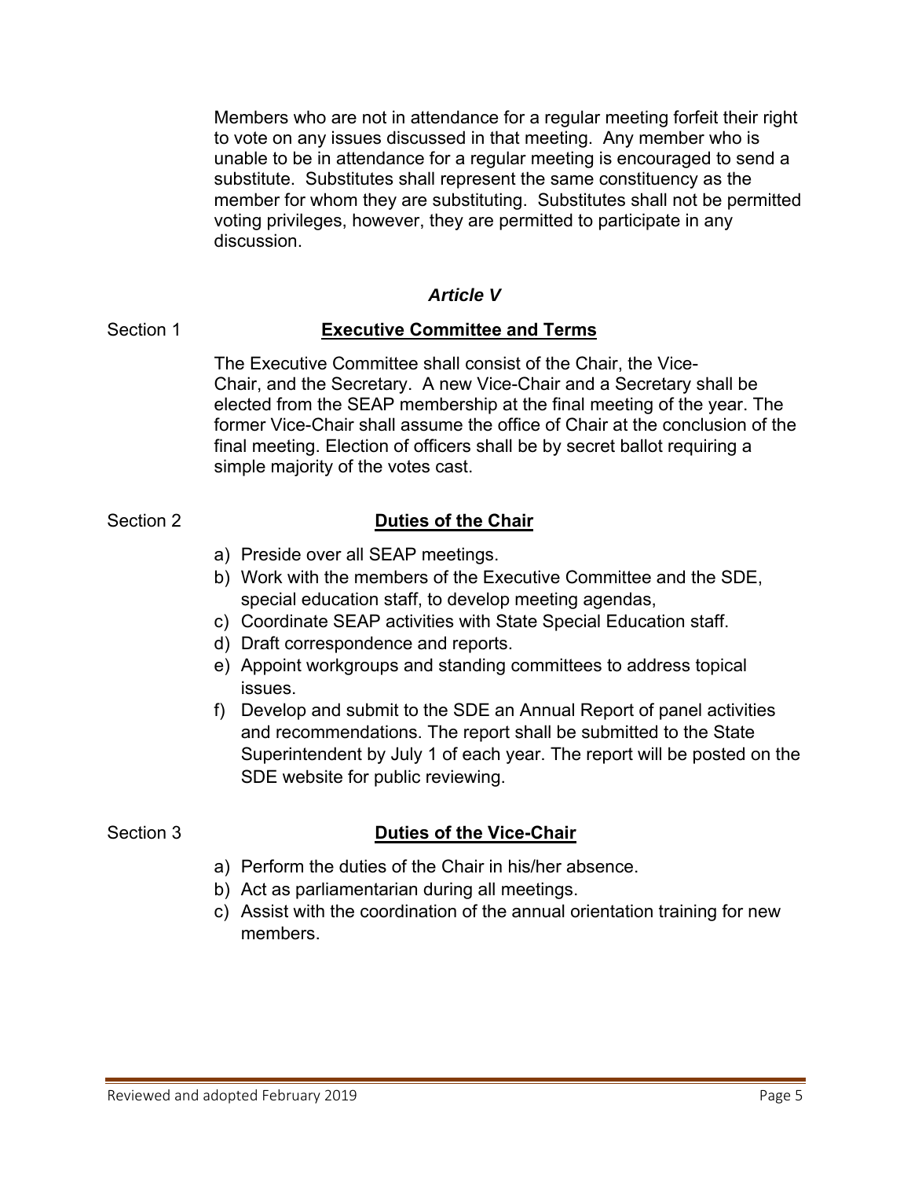Members who are not in attendance for a regular meeting forfeit their right to vote on any issues discussed in that meeting. Any member who is unable to be in attendance for a regular meeting is encouraged to send a substitute. Substitutes shall represent the same constituency as the member for whom they are substituting. Substitutes shall not be permitted voting privileges, however, they are permitted to participate in any discussion.

## *Article V*

### Section 1 **Executive Committee and Terms**

The Executive Committee shall consist of the Chair, the Vice-Chair, and the Secretary. A new Vice-Chair and a Secretary shall be elected from the SEAP membership at the final meeting of the year. The former Vice-Chair shall assume the office of Chair at the conclusion of the final meeting. Election of officers shall be by secret ballot requiring a simple majority of the votes cast.

### Section 2 **Duties of the Chair**

a) Preside over all SEAP meetings.
b) Work with the members of the Executive Committee and the SDE, special education staff, to develop meeting agendas,
c) Coordinate SEAP activities with State Special Education staff.
d) Draft correspondence and reports.
e) Appoint workgroups and standing committees to address topical issues.
f) Develop and submit to the SDE an Annual Report of panel activities and recommendations. The report shall be submitted to the State Superintendent by July 1 of each year. The report will be posted on the SDE website for public reviewing.

### Section 3 **Duties of the Vice-Chair**

a) Perform the duties of the Chair in his/her absence.
b) Act as parliamentarian during all meetings.
c) Assist with the coordination of the annual orientation training for new members.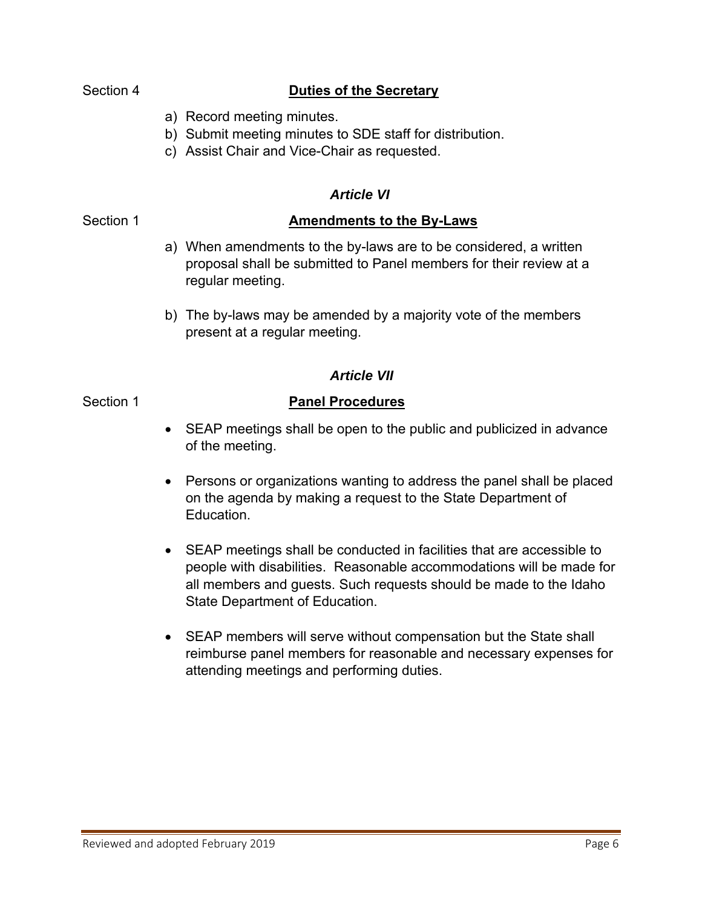Section 4 **Duties of the Secretary**

a) Record meeting minutes.
b) Submit meeting minutes to SDE staff for distribution.
c) Assist Chair and Vice-Chair as requested.

## *Article VI*

Section 1 **Amendments to the By-Laws**

a) When amendments to the by-laws are to be considered, a written proposal shall be submitted to Panel members for their review at a regular meeting.

b) The by-laws may be amended by a majority vote of the members present at a regular meeting.

## *Article VII*

Section 1 **Panel Procedures**

- SEAP meetings shall be open to the public and publicized in advance of the meeting.

- Persons or organizations wanting to address the panel shall be placed on the agenda by making a request to the State Department of Education.

- SEAP meetings shall be conducted in facilities that are accessible to people with disabilities. Reasonable accommodations will be made for all members and guests. Such requests should be made to the Idaho State Department of Education.

- SEAP members will serve without compensation but the State shall reimburse panel members for reasonable and necessary expenses for attending meetings and performing duties.

Reviewed and adopted February 2019